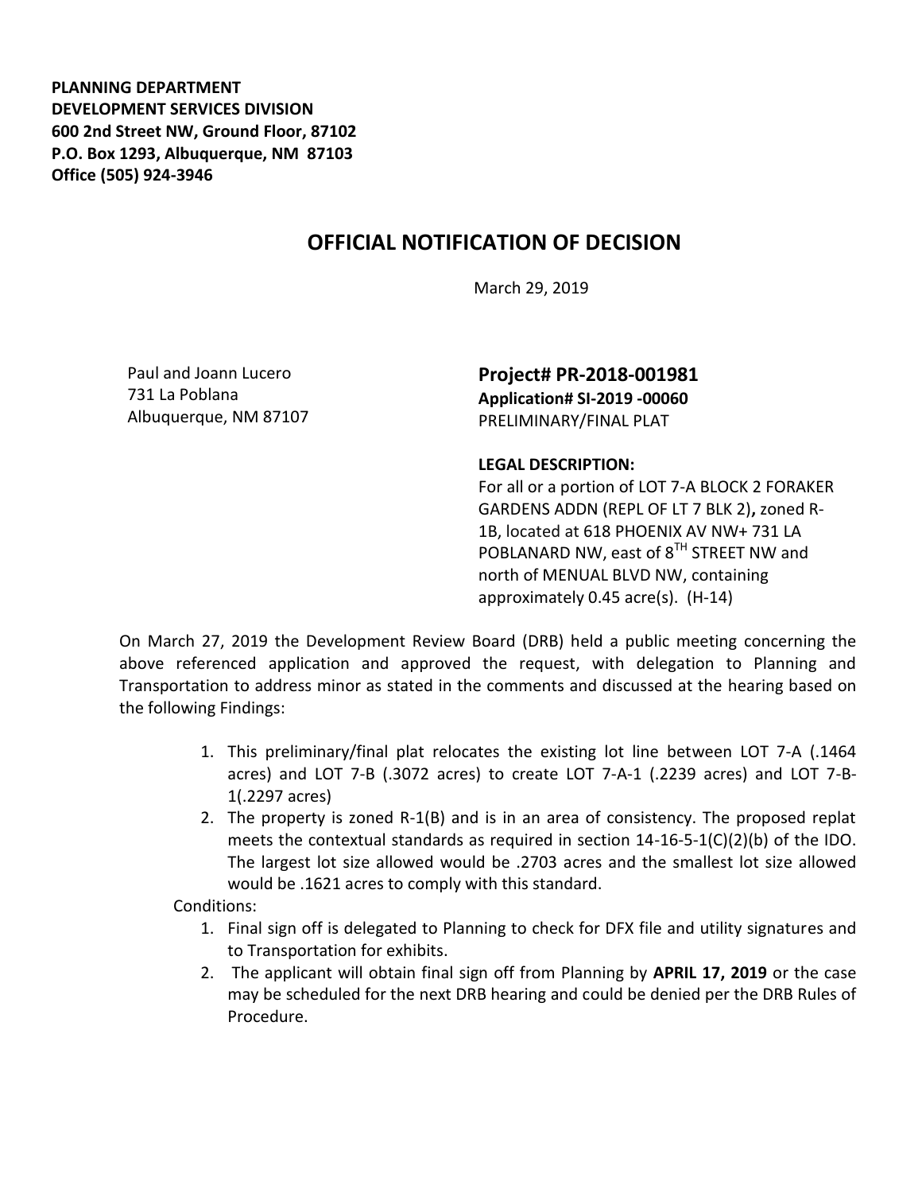**PLANNING DEPARTMENT**
**DEVELOPMENT SERVICES DIVISION**
**600 2nd Street NW, Ground Floor, 87102**
**P.O. Box 1293, Albuquerque, NM 87103**
**Office (505) 924-3946**

# OFFICIAL NOTIFICATION OF DECISION

March 29, 2019

Paul and Joann Lucero
731 La Poblana
Albuquerque, NM 87107

**Project# PR-2018-001981**
**Application# SI-2019 -00060**
PRELIMINARY/FINAL PLAT

**LEGAL DESCRIPTION:**
For all or a portion of LOT 7-A BLOCK 2 FORAKER GARDENS ADDN (REPL OF LT 7 BLK 2)**,** zoned R-1B, located at 618 PHOENIX AV NW+ 731 LA POBLANARD NW, east of 8TH STREET NW and north of MENUAL BLVD NW, containing approximately 0.45 acre(s). (H-14)

On March 27, 2019 the Development Review Board (DRB) held a public meeting concerning the above referenced application and approved the request, with delegation to Planning and Transportation to address minor as stated in the comments and discussed at the hearing based on the following Findings:

1. This preliminary/final plat relocates the existing lot line between LOT 7-A (.1464 acres) and LOT 7-B (.3072 acres) to create LOT 7-A-1 (.2239 acres) and LOT 7-B-1(.2297 acres)
2. The property is zoned R-1(B) and is in an area of consistency. The proposed replat meets the contextual standards as required in section 14-16-5-1(C)(2)(b) of the IDO. The largest lot size allowed would be .2703 acres and the smallest lot size allowed would be .1621 acres to comply with this standard.

Conditions:

1. Final sign off is delegated to Planning to check for DFX file and utility signatures and to Transportation for exhibits.
2. The applicant will obtain final sign off from Planning by **APRIL 17, 2019** or the case may be scheduled for the next DRB hearing and could be denied per the DRB Rules of Procedure.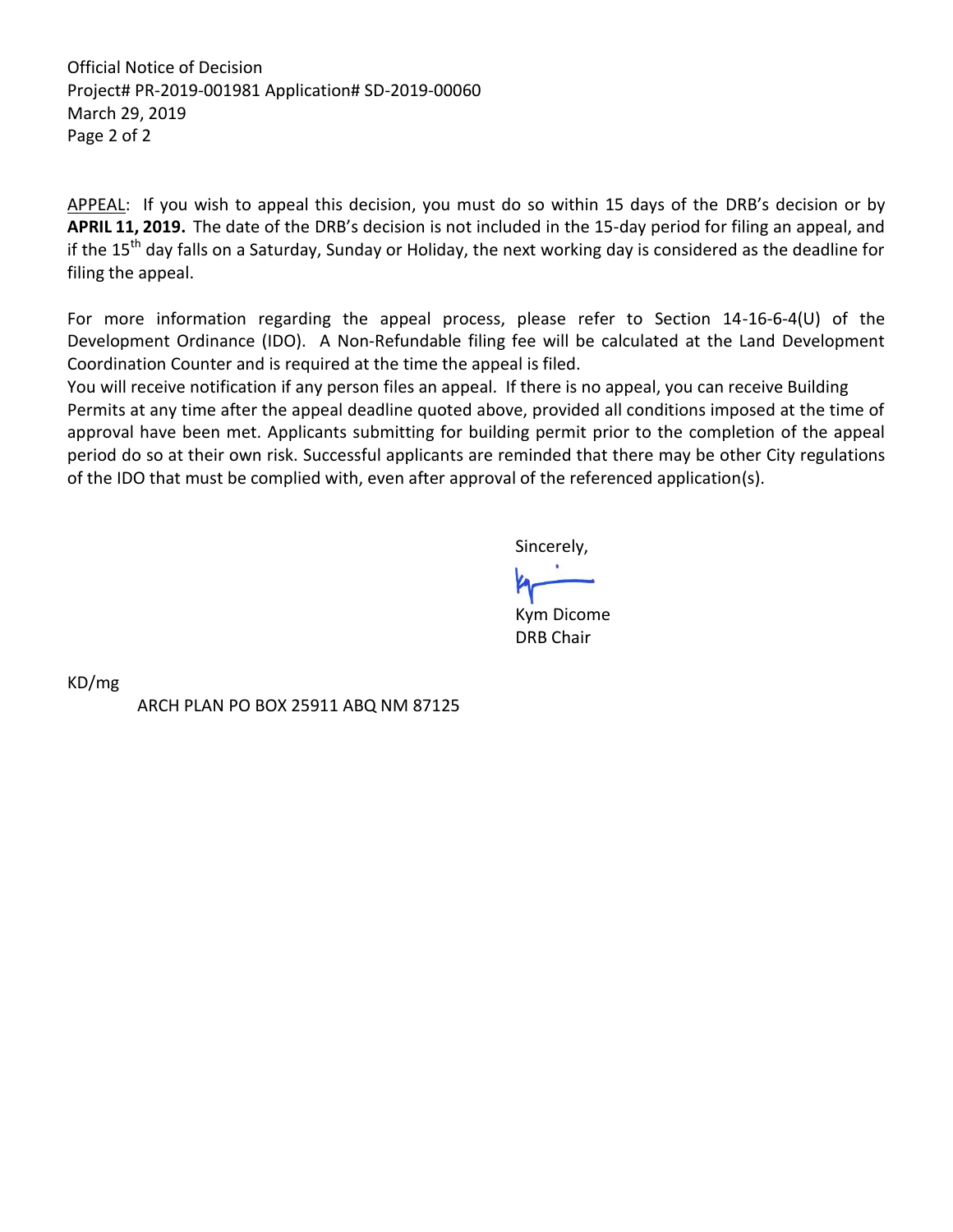APPEAL: If you wish to appeal this decision, you must do so within 15 days of the DRB's decision or by **APRIL 11, 2019.** The date of the DRB's decision is not included in the 15-day period for filing an appeal, and if the 15th day falls on a Saturday, Sunday or Holiday, the next working day is considered as the deadline for filing the appeal.

For more information regarding the appeal process, please refer to Section 14-16-6-4(U) of the Development Ordinance (IDO). A Non-Refundable filing fee will be calculated at the Land Development Coordination Counter and is required at the time the appeal is filed.
You will receive notification if any person files an appeal. If there is no appeal, you can receive Building Permits at any time after the appeal deadline quoted above, provided all conditions imposed at the time of approval have been met. Applicants submitting for building permit prior to the completion of the appeal period do so at their own risk. Successful applicants are reminded that there may be other City regulations of the IDO that must be complied with, even after approval of the referenced application(s).

Sincerely,

Kym Dicome
DRB Chair

KD/mg

ARCH PLAN PO BOX 25911 ABQ NM 87125